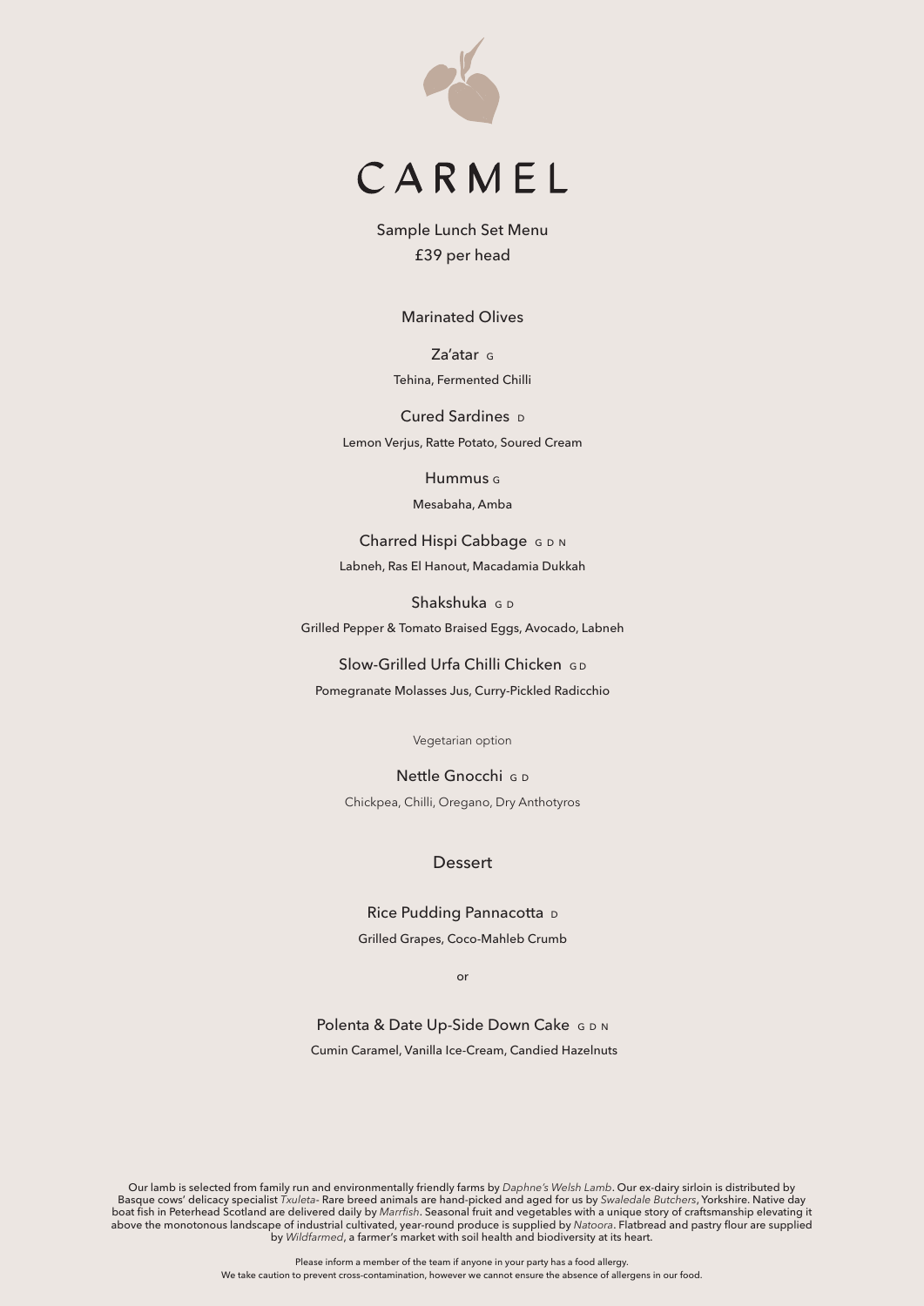# CARMEL

Sample Lunch Set Menu
£39 per head

## Marinated Olives

**Za'atar** G
Tehina, Fermented Chilli

**Cured Sardines** D
Lemon Verjus, Ratte Potato, Soured Cream

**Hummus** G
Mesabaha, Amba

**Charred Hispi Cabbage** G D N
Labneh, Ras El Hanout, Macadamia Dukkah

**Shakshuka** G D
Grilled Pepper & Tomato Braised Eggs, Avocado, Labneh

**Slow-Grilled Urfa Chilli Chicken** G D
Pomegranate Molasses Jus, Curry-Pickled Radicchio

Vegetarian option

**Nettle Gnocchi** G D
Chickpea, Chilli, Oregano, Dry Anthotyros

## Dessert

**Rice Pudding Pannacotta** D
Grilled Grapes, Coco-Mahleb Crumb

or

**Polenta & Date Up-Side Down Cake** G D N
Cumin Caramel, Vanilla Ice-Cream, Candied Hazelnuts

Our lamb is selected from family run and environmentally friendly farms by *Daphne's Welsh Lamb*. Our ex-dairy sirloin is distributed by Basque cows' delicacy specialist *Txuleta*- Rare breed animals are hand-picked and aged for us by *Swaledale Butchers*, Yorkshire. Native day boat fish in Peterhead Scotland are delivered daily by *Marrfish*. Seasonal fruit and vegetables with a unique story of craftsmanship elevating it above the monotonous landscape of industrial cultivated, year-round produce is supplied by *Natoora*. Flatbread and pastry flour are supplied by *Wildfarmed*, a farmer's market with soil health and biodiversity at its heart.

Please inform a member of the team if anyone in your party has a food allergy.
We take caution to prevent cross-contamination, however we cannot ensure the absence of allergens in our food.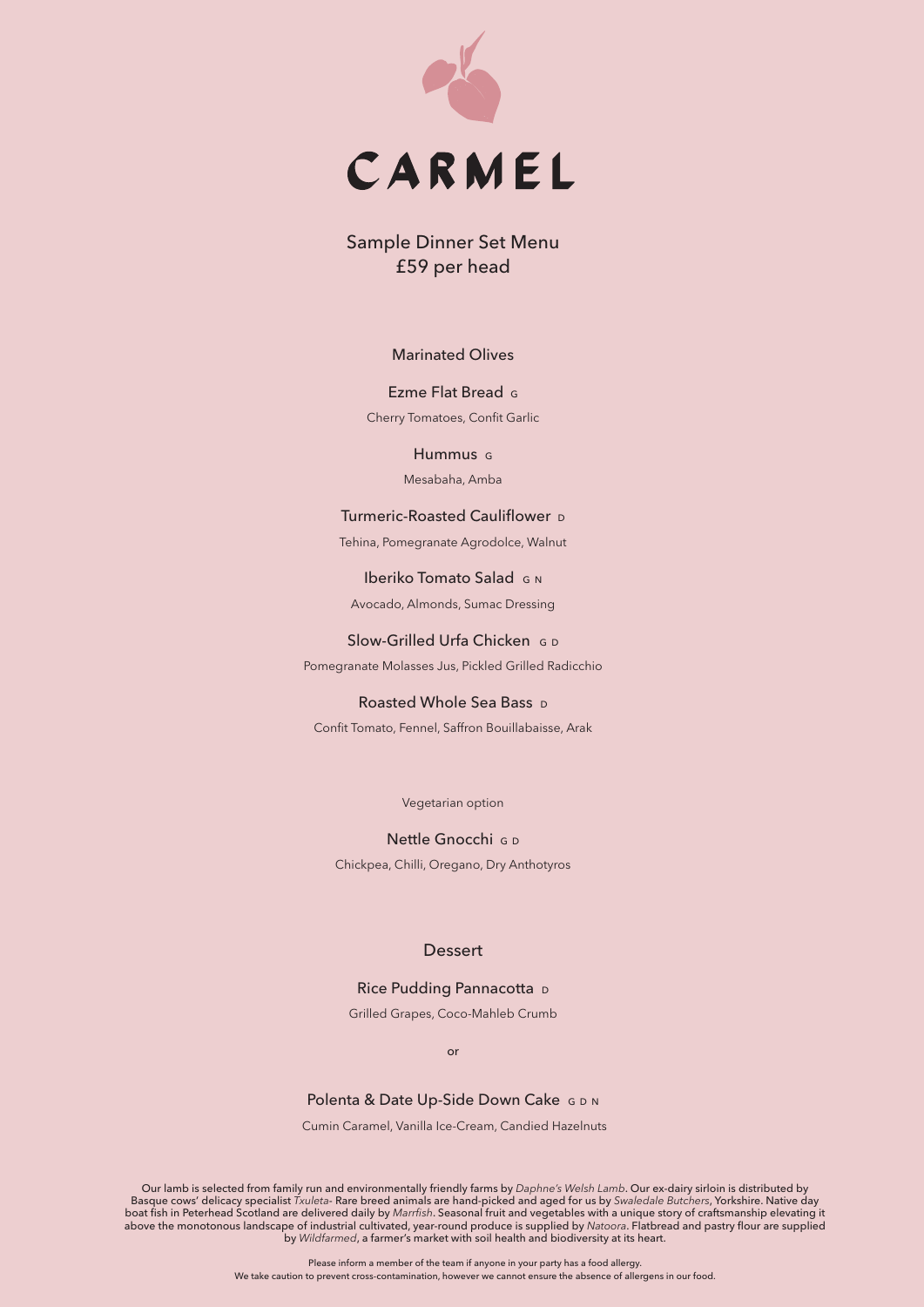# CARMEL

Sample Dinner Set Menu
£59 per head

Marinated Olives

Ezme Flat Bread G
Cherry Tomatoes, Confit Garlic

Hummus G
Mesabaha, Amba

Turmeric-Roasted Cauliflower D
Tehina, Pomegranate Agrodolce, Walnut

Iberiko Tomato Salad G N
Avocado, Almonds, Sumac Dressing

Slow-Grilled Urfa Chicken G D
Pomegranate Molasses Jus, Pickled Grilled Radicchio

Roasted Whole Sea Bass D
Confit Tomato, Fennel, Saffron Bouillabaisse, Arak

Vegetarian option

Nettle Gnocchi G D
Chickpea, Chilli, Oregano, Dry Anthotyros

## Dessert

Rice Pudding Pannacotta D
Grilled Grapes, Coco-Mahleb Crumb

or

Polenta & Date Up-Side Down Cake G D N
Cumin Caramel, Vanilla Ice-Cream, Candied Hazelnuts

Our lamb is selected from family run and environmentally friendly farms by *Daphne's Welsh Lamb*. Our ex-dairy sirloin is distributed by Basque cows' delicacy specialist *Txuleta*- Rare breed animals are hand-picked and aged for us by *Swaledale Butchers*, Yorkshire. Native day boat fish in Peterhead Scotland are delivered daily by *Marrfish*. Seasonal fruit and vegetables with a unique story of craftsmanship elevating it above the monotonous landscape of industrial cultivated, year-round produce is supplied by *Natoora*. Flatbread and pastry flour are supplied by *Wildfarmed*, a farmer's market with soil health and biodiversity at its heart.

Please inform a member of the team if anyone in your party has a food allergy.
We take caution to prevent cross-contamination, however we cannot ensure the absence of allergens in our food.